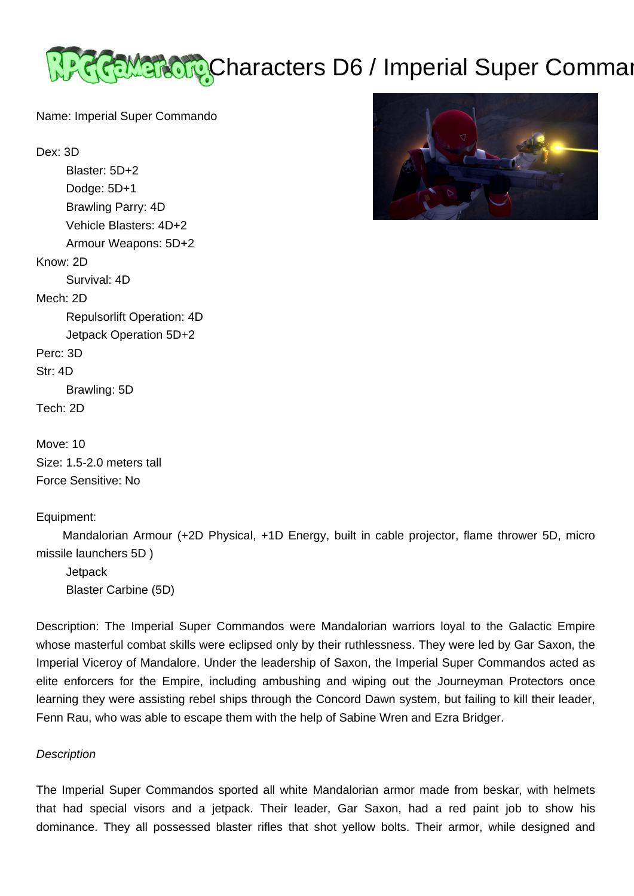# Characters D6 / Imperial Super Commando

Name: Imperial Super Commando

Dex: 3D
- Blaster: 5D+2
- Dodge: 5D+1
- Brawling Parry: 4D
- Vehicle Blasters: 4D+2
- Armour Weapons: 5D+2

Know: 2D
- Survival: 4D

Mech: 2D
- Repulsorlift Operation: 4D
- Jetpack Operation 5D+2

Perc: 3D

Str: 4D
- Brawling: 5D

Tech: 2D

Move: 10
Size: 1.5-2.0 meters tall
Force Sensitive: No

Equipment:
- Mandalorian Armour (+2D Physical, +1D Energy, built in cable projector, flame thrower 5D, micro missile launchers 5D )
- Jetpack
- Blaster Carbine (5D)

Description: The Imperial Super Commandos were Mandalorian warriors loyal to the Galactic Empire whose masterful combat skills were eclipsed only by their ruthlessness. They were led by Gar Saxon, the Imperial Viceroy of Mandalore. Under the leadership of Saxon, the Imperial Super Commandos acted as elite enforcers for the Empire, including ambushing and wiping out the Journeyman Protectors once learning they were assisting rebel ships through the Concord Dawn system, but failing to kill their leader, Fenn Rau, who was able to escape them with the help of Sabine Wren and Ezra Bridger.

*Description*

The Imperial Super Commandos sported all white Mandalorian armor made from beskar, with helmets that had special visors and a jetpack. Their leader, Gar Saxon, had a red paint job to show his dominance. They all possessed blaster rifles that shot yellow bolts. Their armor, while designed and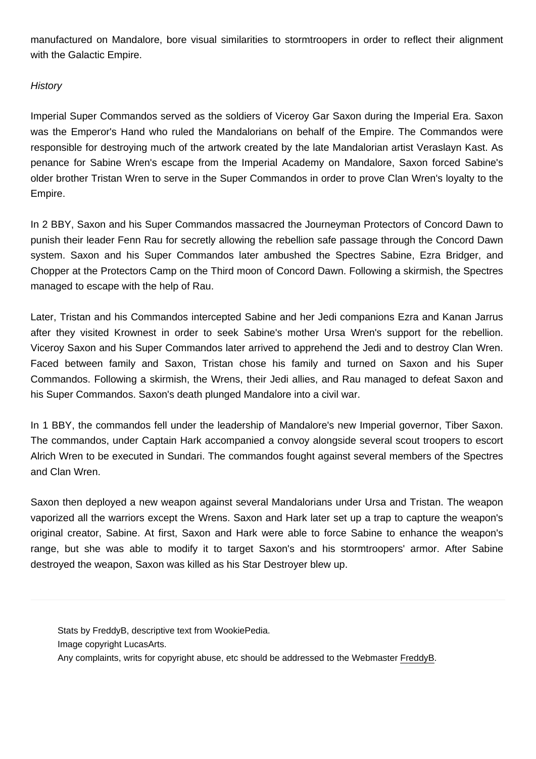manufactured on Mandalore, bore visual similarities to stormtroopers in order to reflect their alignment with the Galactic Empire.

*History*

Imperial Super Commandos served as the soldiers of Viceroy Gar Saxon during the Imperial Era. Saxon was the Emperor's Hand who ruled the Mandalorians on behalf of the Empire. The Commandos were responsible for destroying much of the artwork created by the late Mandalorian artist Veraslayn Kast. As penance for Sabine Wren's escape from the Imperial Academy on Mandalore, Saxon forced Sabine's older brother Tristan Wren to serve in the Super Commandos in order to prove Clan Wren's loyalty to the Empire.

In 2 BBY, Saxon and his Super Commandos massacred the Journeyman Protectors of Concord Dawn to punish their leader Fenn Rau for secretly allowing the rebellion safe passage through the Concord Dawn system. Saxon and his Super Commandos later ambushed the Spectres Sabine, Ezra Bridger, and Chopper at the Protectors Camp on the Third moon of Concord Dawn. Following a skirmish, the Spectres managed to escape with the help of Rau.

Later, Tristan and his Commandos intercepted Sabine and her Jedi companions Ezra and Kanan Jarrus after they visited Krownest in order to seek Sabine's mother Ursa Wren's support for the rebellion. Viceroy Saxon and his Super Commandos later arrived to apprehend the Jedi and to destroy Clan Wren. Faced between family and Saxon, Tristan chose his family and turned on Saxon and his Super Commandos. Following a skirmish, the Wrens, their Jedi allies, and Rau managed to defeat Saxon and his Super Commandos. Saxon's death plunged Mandalore into a civil war.

In 1 BBY, the commandos fell under the leadership of Mandalore's new Imperial governor, Tiber Saxon. The commandos, under Captain Hark accompanied a convoy alongside several scout troopers to escort Alrich Wren to be executed in Sundari. The commandos fought against several members of the Spectres and Clan Wren.

Saxon then deployed a new weapon against several Mandalorians under Ursa and Tristan. The weapon vaporized all the warriors except the Wrens. Saxon and Hark later set up a trap to capture the weapon's original creator, Sabine. At first, Saxon and Hark were able to force Sabine to enhance the weapon's range, but she was able to modify it to target Saxon's and his stormtroopers' armor. After Sabine destroyed the weapon, Saxon was killed as his Star Destroyer blew up.

---

Stats by FreddyB, descriptive text from WookiePedia.
Image copyright LucasArts.
Any complaints, writs for copyright abuse, etc should be addressed to the Webmaster FreddyB.